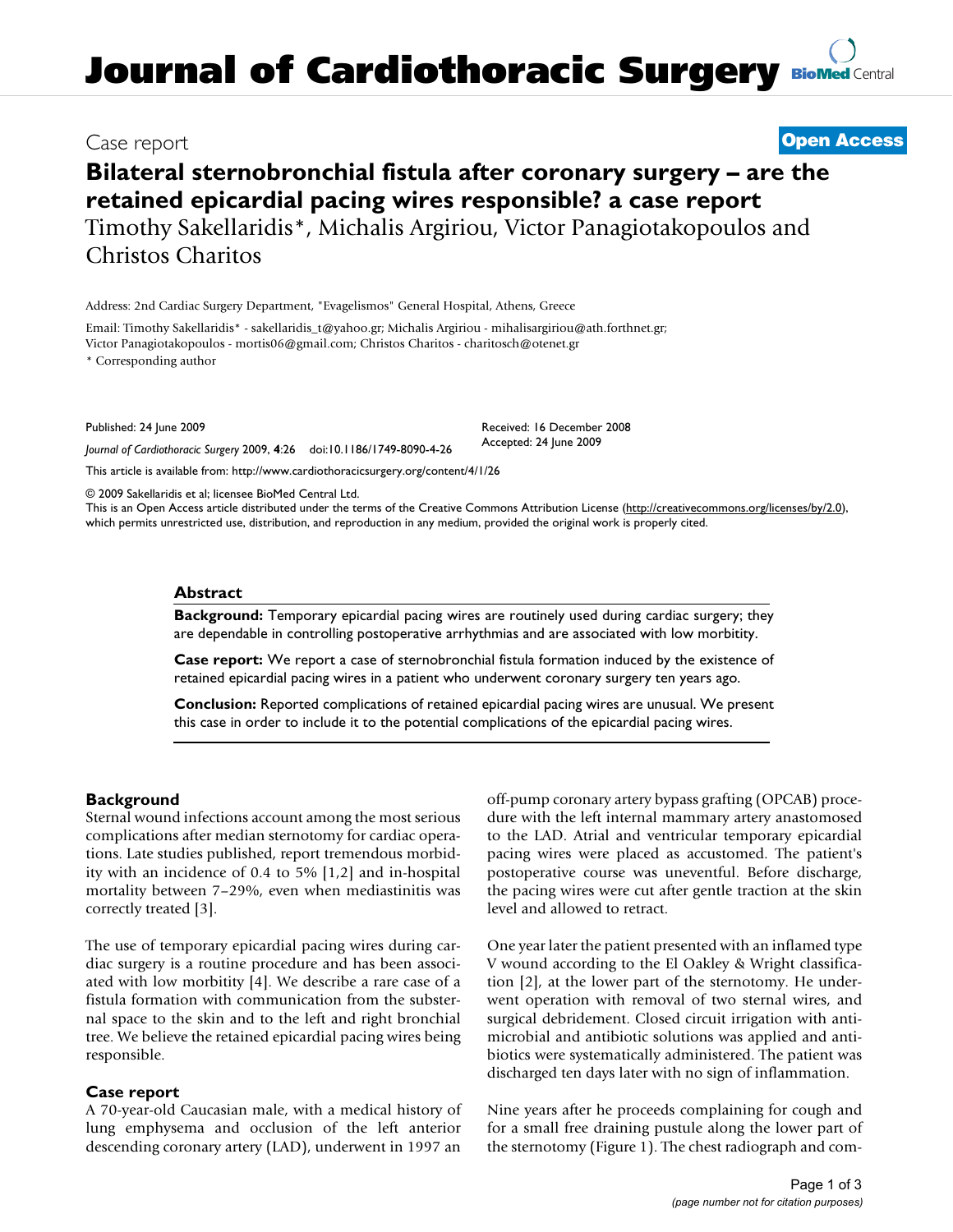# Journal of Cardiothoracic Surgery

Case report

**Open Access**

## Bilateral sternobronchial fistula after coronary surgery – are the retained epicardial pacing wires responsible? a case report

Timothy Sakellaridis*, Michalis Argiriou, Victor Panagiotakopoulos and Christos Charitos

Address: 2nd Cardiac Surgery Department, "Evagelismos" General Hospital, Athens, Greece

Email: Timothy Sakellaridis* - sakellaridis_t@yahoo.gr; Michalis Argiriou - mihalisargiriou@ath.forthnet.gr; Victor Panagiotakopoulos - mortis06@gmail.com; Christos Charitos - charitosch@otenet.gr

* Corresponding author

Published: 24 June 2009

*Journal of Cardiothoracic Surgery* 2009, **4**:26 doi:10.1186/1749-8090-4-26

Received: 16 December 2008
Accepted: 24 June 2009

This article is available from: http://www.cardiothoracicsurgery.org/content/4/1/26

© 2009 Sakellaridis et al; licensee BioMed Central Ltd.
This is an Open Access article distributed under the terms of the Creative Commons Attribution License (http://creativecommons.org/licenses/by/2.0), which permits unrestricted use, distribution, and reproduction in any medium, provided the original work is properly cited.

### Abstract

**Background:** Temporary epicardial pacing wires are routinely used during cardiac surgery; they are dependable in controlling postoperative arrhythmias and are associated with low morbitity.

**Case report:** We report a case of sternobronchial fistula formation induced by the existence of retained epicardial pacing wires in a patient who underwent coronary surgery ten years ago.

**Conclusion:** Reported complications of retained epicardial pacing wires are unusual. We present this case in order to include it to the potential complications of the epicardial pacing wires.

### Background

Sternal wound infections account among the most serious complications after median sternotomy for cardiac operations. Late studies published, report tremendous morbidity with an incidence of 0.4 to 5% [1,2] and in-hospital mortality between 7–29%, even when mediastinitis was correctly treated [3].

The use of temporary epicardial pacing wires during cardiac surgery is a routine procedure and has been associated with low morbitity [4]. We describe a rare case of a fistula formation with communication from the substernal space to the skin and to the left and right bronchial tree. We believe the retained epicardial pacing wires being responsible.

### Case report

A 70-year-old Caucasian male, with a medical history of lung emphysema and occlusion of the left anterior descending coronary artery (LAD), underwent in 1997 an off-pump coronary artery bypass grafting (OPCAB) procedure with the left internal mammary artery anastomosed to the LAD. Atrial and ventricular temporary epicardial pacing wires were placed as accustomed. The patient's postoperative course was uneventful. Before discharge, the pacing wires were cut after gentle traction at the skin level and allowed to retract.

One year later the patient presented with an inflamed type V wound according to the El Oakley & Wright classification [2], at the lower part of the sternotomy. He underwent operation with removal of two sternal wires, and surgical debridement. Closed circuit irrigation with antimicrobial and antibiotic solutions was applied and antibiotics were systematically administered. The patient was discharged ten days later with no sign of inflammation.

Nine years after he proceeds complaining for cough and for a small free draining pustule along the lower part of the sternotomy (Figure 1). The chest radiograph and com-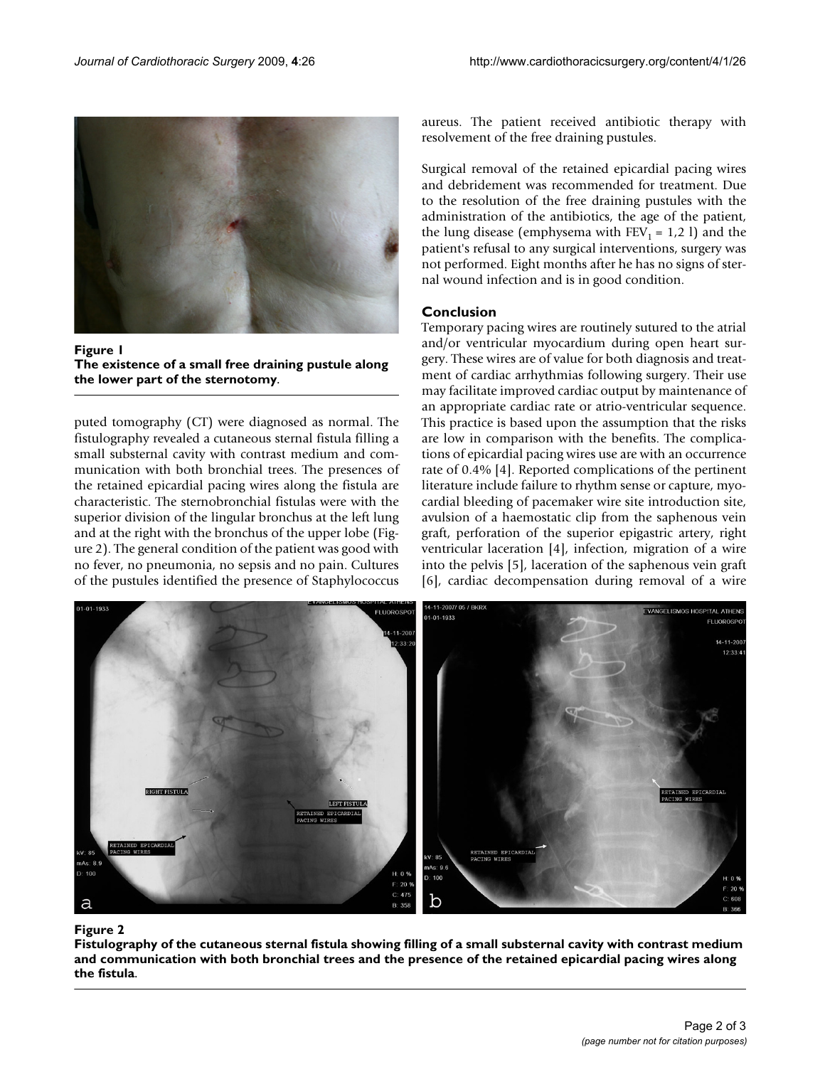**Figure 1**
**The existence of a small free draining pustule along the lower part of the sternotomy**.

puted tomography (CT) were diagnosed as normal. The fistulography revealed a cutaneous sternal fistula filling a small substernal cavity with contrast medium and communication with both bronchial trees. The presences of the retained epicardial pacing wires along the fistula are characteristic. The sternobronchial fistulas were with the superior division of the lingular bronchus at the left lung and at the right with the bronchus of the upper lobe (Figure 2). The general condition of the patient was good with no fever, no pneumonia, no sepsis and no pain. Cultures of the pustules identified the presence of Staphylococcus aureus. The patient received antibiotic therapy with resolvement of the free draining pustules.

Surgical removal of the retained epicardial pacing wires and debridement was recommended for treatment. Due to the resolution of the free draining pustules with the administration of the antibiotics, the age of the patient, the lung disease (emphysema with $FEV_1$ = 1,2 l) and the patient's refusal to any surgical interventions, surgery was not performed. Eight months after he has no signs of sternal wound infection and is in good condition.

## Conclusion

Temporary pacing wires are routinely sutured to the atrial and/or ventricular myocardium during open heart surgery. These wires are of value for both diagnosis and treatment of cardiac arrhythmias following surgery. Their use may facilitate improved cardiac output by maintenance of an appropriate cardiac rate or atrio-ventricular sequence. This practice is based upon the assumption that the risks are low in comparison with the benefits. The complications of epicardial pacing wires use are with an occurrence rate of 0.4% [4]. Reported complications of the pertinent literature include failure to rhythm sense or capture, myocardial bleeding of pacemaker wire site introduction site, avulsion of a haemostatic clip from the saphenous vein graft, perforation of the superior epigastric artery, right ventricular laceration [4], infection, migration of a wire into the pelvis [5], laceration of the saphenous vein graft [6], cardiac decompensation during removal of a wire

**Figure 2**
**Fistulography of the cutaneous sternal fistula showing filling of a small substernal cavity with contrast medium and communication with both bronchial trees and the presence of the retained epicardial pacing wires along the fistula**.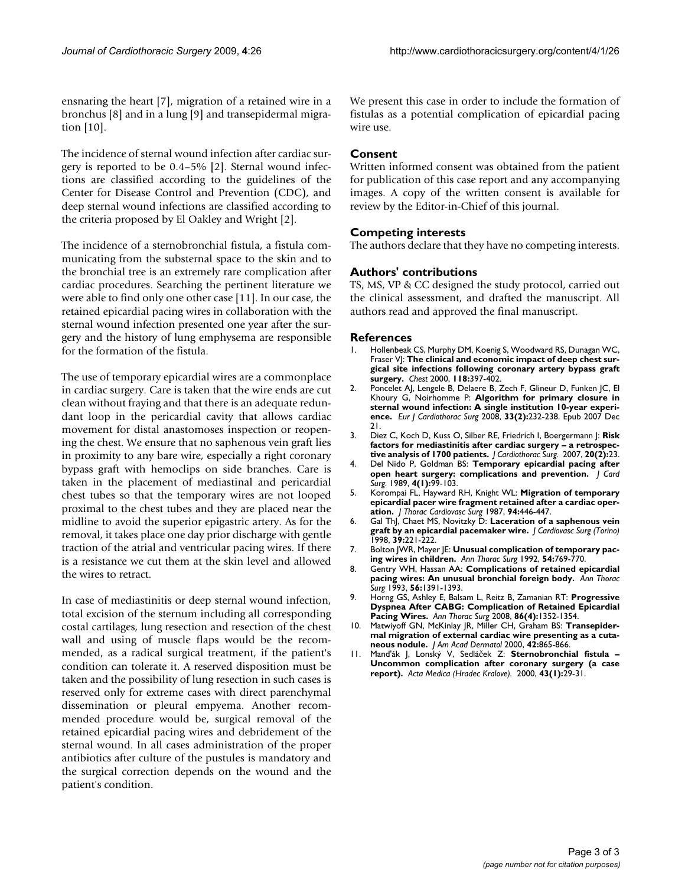ensnaring the heart [7], migration of a retained wire in a bronchus [8] and in a lung [9] and transepidermal migration [10].

The incidence of sternal wound infection after cardiac surgery is reported to be 0.4–5% [2]. Sternal wound infections are classified according to the guidelines of the Center for Disease Control and Prevention (CDC), and deep sternal wound infections are classified according to the criteria proposed by El Oakley and Wright [2].

The incidence of a sternobronchial fistula, a fistula communicating from the substernal space to the skin and to the bronchial tree is an extremely rare complication after cardiac procedures. Searching the pertinent literature we were able to find only one other case [11]. In our case, the retained epicardial pacing wires in collaboration with the sternal wound infection presented one year after the surgery and the history of lung emphysema are responsible for the formation of the fistula.

The use of temporary epicardial wires are a commonplace in cardiac surgery. Care is taken that the wire ends are cut clean without fraying and that there is an adequate redundant loop in the pericardial cavity that allows cardiac movement for distal anastomoses inspection or reopening the chest. We ensure that no saphenous vein graft lies in proximity to any bare wire, especially a right coronary bypass graft with hemoclips on side branches. Care is taken in the placement of mediastinal and pericardial chest tubes so that the temporary wires are not looped proximal to the chest tubes and they are placed near the midline to avoid the superior epigastric artery. As for the removal, it takes place one day prior discharge with gentle traction of the atrial and ventricular pacing wires. If there is a resistance we cut them at the skin level and allowed the wires to retract.

In case of mediastinitis or deep sternal wound infection, total excision of the sternum including all corresponding costal cartilages, lung resection and resection of the chest wall and using of muscle flaps would be the recommended, as a radical surgical treatment, if the patient's condition can tolerate it. A reserved disposition must be taken and the possibility of lung resection in such cases is reserved only for extreme cases with direct parenchymal dissemination or pleural empyema. Another recommended procedure would be, surgical removal of the retained epicardial pacing wires and debridement of the sternal wound. In all cases administration of the proper antibiotics after culture of the pustules is mandatory and the surgical correction depends on the wound and the patient's condition.

We present this case in order to include the formation of fistulas as a potential complication of epicardial pacing wire use.

## Consent

Written informed consent was obtained from the patient for publication of this case report and any accompanying images. A copy of the written consent is available for review by the Editor-in-Chief of this journal.

## Competing interests

The authors declare that they have no competing interests.

## Authors' contributions

TS, MS, VP & CC designed the study protocol, carried out the clinical assessment, and drafted the manuscript. All authors read and approved the final manuscript.

## References

1. Hollenbeak CS, Murphy DM, Koenig S, Woodward RS, Dunagan WC, Fraser VJ: **The clinical and economic impact of deep chest surgical site infections following coronary artery bypass graft surgery.** *Chest* 2000, **118:**397-402.
2. Poncelet AJ, Lengele B, Delaere B, Zech F, Glineur D, Funken JC, El Khoury G, Noirhomme P: **Algorithm for primary closure in sternal wound infection: A single institution 10-year experience.** *Eur J Cardiothorac Surg* 2008, **33(2):**232-238. Epub 2007 Dec 21.
3. Diez C, Koch D, Kuss O, Silber RE, Friedrich I, Boergermann J: **Risk factors for mediastinitis after cardiac surgery – a retrospective analysis of 1700 patients.** *J Cardiothorac Surg.* 2007, **20(2):**23.
4. Del Nido P, Goldman BS: **Temporary epicardial pacing after open heart surgery: complications and prevention.** *J Card Surg.* 1989, **4(1):**99-103.
5. Korompai FL, Hayward RH, Knight WL: **Migration of temporary epicardial pacer wire fragment retained after a cardiac operation.** *J Thorac Cardiovasc Surg* 1987, **94:**446-447.
6. Gal ThJ, Chaet MS, Novitzky D: **Laceration of a saphenous vein graft by an epicardial pacemaker wire.** *J Cardiovasc Surg (Torino)* 1998, **39:**221-222.
7. Bolton JWR, Mayer JE: **Unusual complication of temporary pacing wires in children.** *Ann Thorac Surg* 1992, **54:**769-770.
8. Gentry WH, Hassan AA: **Complications of retained epicardial pacing wires: An unusual bronchial foreign body.** *Ann Thorac Surg* 1993, **56:**1391-1393.
9. Horng GS, Ashley E, Balsam L, Reitz B, Zamanian RT: **Progressive Dyspnea After CABG: Complication of Retained Epicardial Pacing Wires.** *Ann Thorac Surg* 2008, **86(4):**1352-1354.
10. Matwiyoff GN, McKinlay JR, Miller CH, Graham BS: **Transepidermal migration of external cardiac wire presenting as a cutaneous nodule.** *J Am Acad Dermatol* 2000, **42:**865-866.
11. Mand'ák J, Lonský V, Sedláček Z: **Sternobronchial fistula – Uncommon complication after coronary surgery (a case report).** *Acta Medica (Hradec Kralove).* 2000, **43(1):**29-31.